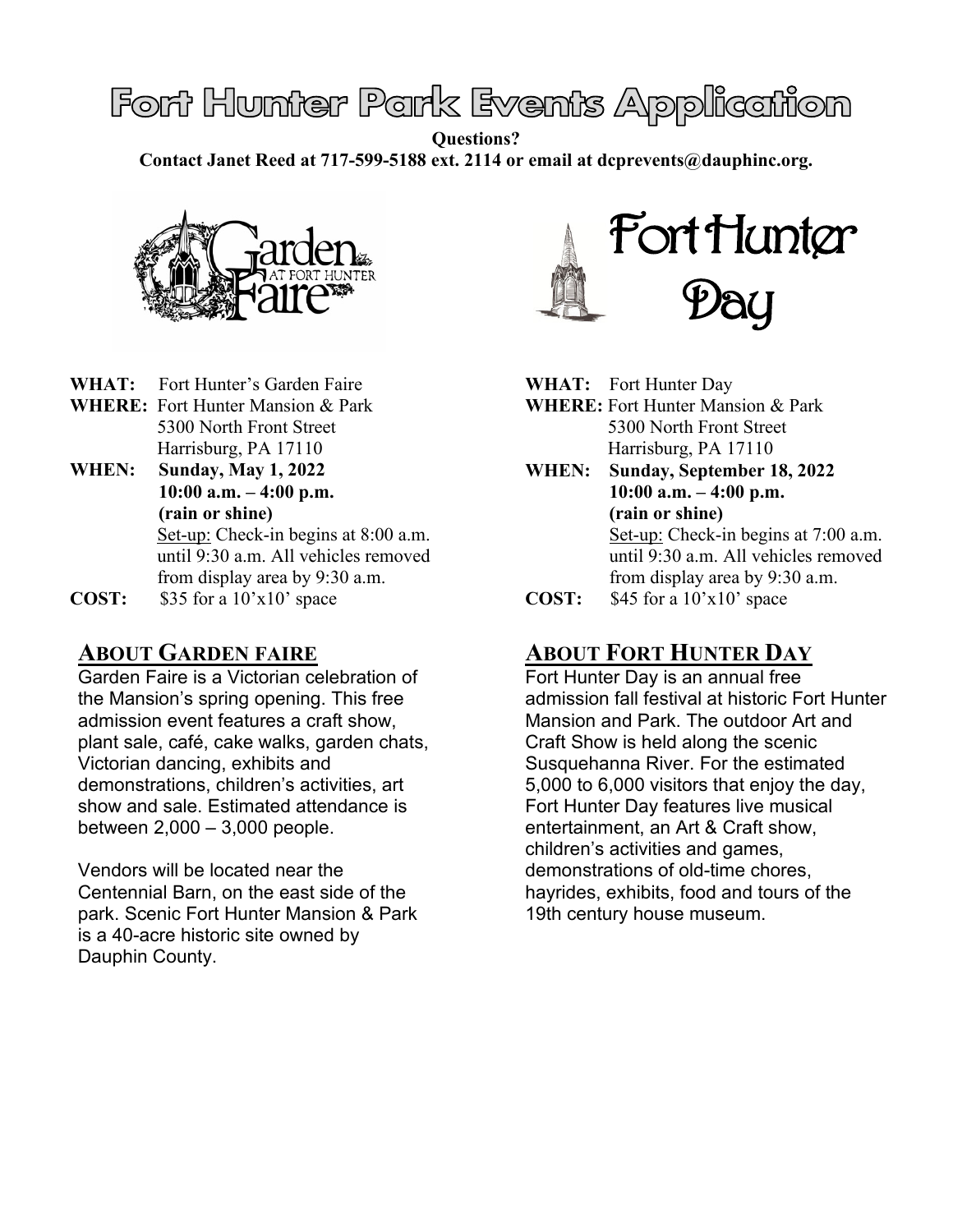# Fort Hunter Park Events Application

**Questions?**
**Contact Janet Reed at 717-599-5188 ext. 2114 or email at dcprevents@dauphinc.org.**

Garden Faire at Fort Hunter

**WHAT:** Fort Hunter's Garden Faire
**WHERE:** Fort Hunter Mansion & Park
5300 North Front Street
Harrisburg, PA 17110
**WHEN:** **Sunday, May 1, 2022**
**10:00 a.m. – 4:00 p.m.**
**(rain or shine)**
Set-up: Check-in begins at 8:00 a.m. until 9:30 a.m. All vehicles removed from display area by 9:30 a.m.
**COST:** $35 for a 10'x10' space

## About Garden faire

Garden Faire is a Victorian celebration of the Mansion's spring opening. This free admission event features a craft show, plant sale, café, cake walks, garden chats, Victorian dancing, exhibits and demonstrations, children's activities, art show and sale. Estimated attendance is between 2,000 – 3,000 people.

Vendors will be located near the Centennial Barn, on the east side of the park. Scenic Fort Hunter Mansion & Park is a 40-acre historic site owned by Dauphin County.

Fort Hunter Day

**WHAT:** Fort Hunter Day
**WHERE:** Fort Hunter Mansion & Park
5300 North Front Street
Harrisburg, PA 17110
**WHEN:** **Sunday, September 18, 2022**
**10:00 a.m. – 4:00 p.m.**
**(rain or shine)**
Set-up: Check-in begins at 7:00 a.m. until 9:30 a.m. All vehicles removed from display area by 9:30 a.m.
**COST:** $45 for a 10'x10' space

## About Fort Hunter Day

Fort Hunter Day is an annual free admission fall festival at historic Fort Hunter Mansion and Park. The outdoor Art and Craft Show is held along the scenic Susquehanna River. For the estimated 5,000 to 6,000 visitors that enjoy the day, Fort Hunter Day features live musical entertainment, an Art & Craft show, children's activities and games, demonstrations of old-time chores, hayrides, exhibits, food and tours of the 19th century house museum.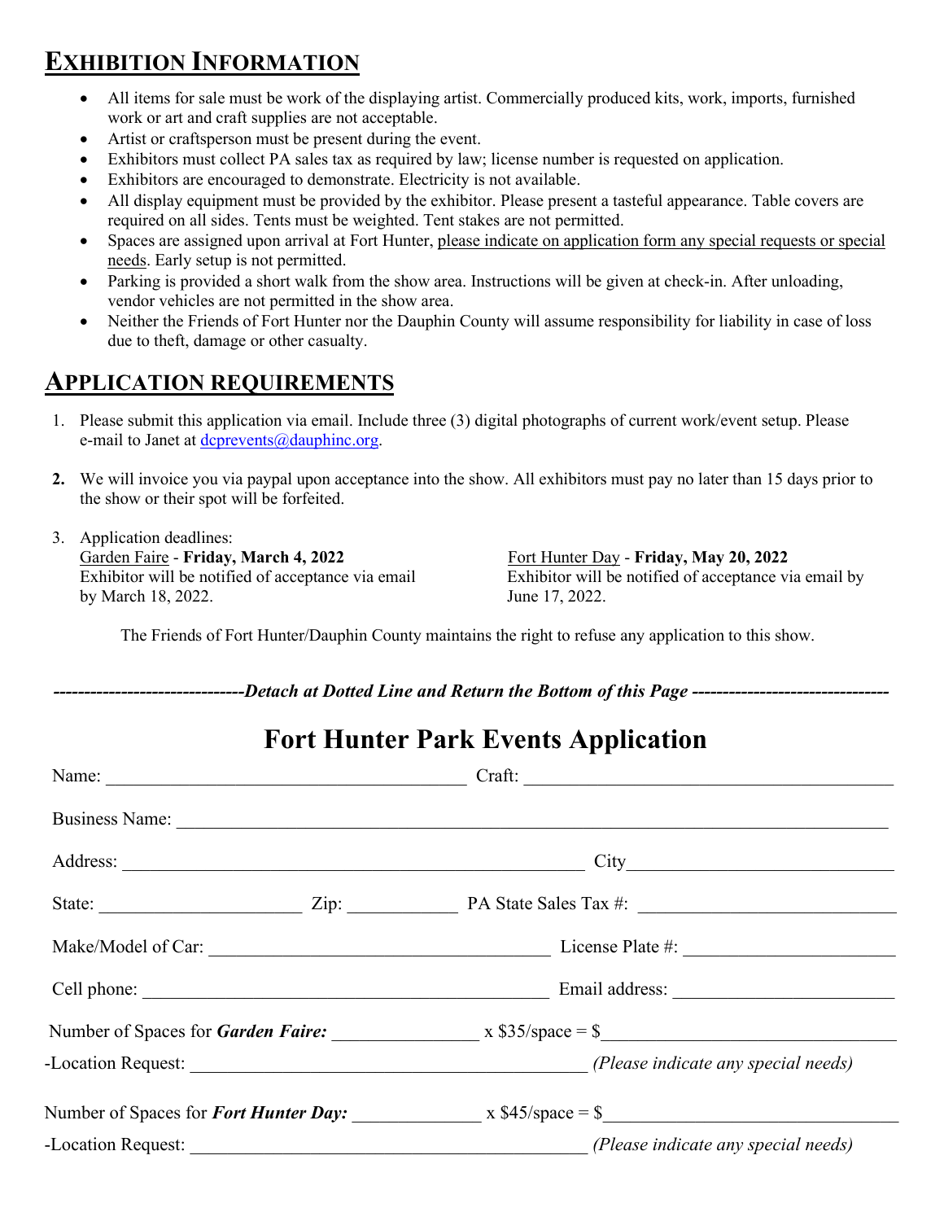## EXHIBITION INFORMATION

- All items for sale must be work of the displaying artist. Commercially produced kits, work, imports, furnished work or art and craft supplies are not acceptable.
- Artist or craftsperson must be present during the event.
- Exhibitors must collect PA sales tax as required by law; license number is requested on application.
- Exhibitors are encouraged to demonstrate. Electricity is not available.
- All display equipment must be provided by the exhibitor. Please present a tasteful appearance. Table covers are required on all sides. Tents must be weighted. Tent stakes are not permitted.
- Spaces are assigned upon arrival at Fort Hunter, please indicate on application form any special requests or special needs. Early setup is not permitted.
- Parking is provided a short walk from the show area. Instructions will be given at check-in. After unloading, vendor vehicles are not permitted in the show area.
- Neither the Friends of Fort Hunter nor the Dauphin County will assume responsibility for liability in case of loss due to theft, damage or other casualty.

## APPLICATION REQUIREMENTS

1. Please submit this application via email. Include three (3) digital photographs of current work/event setup. Please e-mail to Janet at dcprevents@dauphinc.org.

2. We will invoice you via paypal upon acceptance into the show. All exhibitors must pay no later than 15 days prior to the show or their spot will be forfeited.

3. Application deadlines:
   Garden Faire - **Friday, March 4, 2022**
   Exhibitor will be notified of acceptance via email by March 18, 2022.

   Fort Hunter Day - **Friday, May 20, 2022**
   Exhibitor will be notified of acceptance via email by June 17, 2022.

The Friends of Fort Hunter/Dauphin County maintains the right to refuse any application to this show.

***------------------------------Detach at Dotted Line and Return the Bottom of this Page --------------------------------***

# Fort Hunter Park Events Application

Name: ______________________ Craft: ______________________

Business Name: ______________________________________________

Address: ______________________________ City______________________

State: ______________ Zip: ________ PA State Sales Tax #: ______________________

Make/Model of Car: ______________________ License Plate #: ______________________

Cell phone: ______________________ Email address: ______________________

Number of Spaces for ***Garden Faire:*** __________ x $35/space = $______________________

-Location Request: ______________________ *(Please indicate any special needs)*

Number of Spaces for ***Fort Hunter Day:*** __________ x $45/space = $______________________

-Location Request: ______________________ *(Please indicate any special needs)*